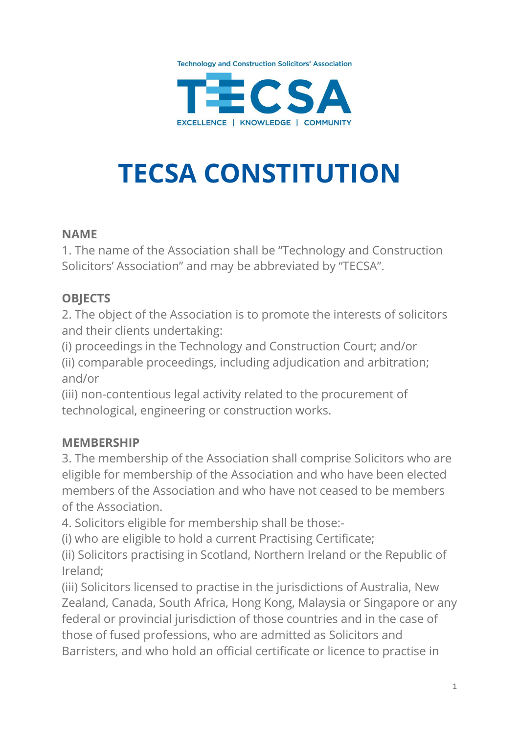Technology and Construction Solicitors' Association

TECSA

EXCELLENCE | KNOWLEDGE | COMMUNITY

# TECSA CONSTITUTION

## NAME

1. The name of the Association shall be "Technology and Construction Solicitors' Association" and may be abbreviated by "TECSA".

## OBJECTS

2. The object of the Association is to promote the interests of solicitors and their clients undertaking:
(i) proceedings in the Technology and Construction Court; and/or
(ii) comparable proceedings, including adjudication and arbitration; and/or
(iii) non-contentious legal activity related to the procurement of technological, engineering or construction works.

## MEMBERSHIP

3. The membership of the Association shall comprise Solicitors who are eligible for membership of the Association and who have been elected members of the Association and who have not ceased to be members of the Association.
4. Solicitors eligible for membership shall be those:-
(i) who are eligible to hold a current Practising Certificate;
(ii) Solicitors practising in Scotland, Northern Ireland or the Republic of Ireland;
(iii) Solicitors licensed to practise in the jurisdictions of Australia, New Zealand, Canada, South Africa, Hong Kong, Malaysia or Singapore or any federal or provincial jurisdiction of those countries and in the case of those of fused professions, who are admitted as Solicitors and Barristers, and who hold an official certificate or licence to practise in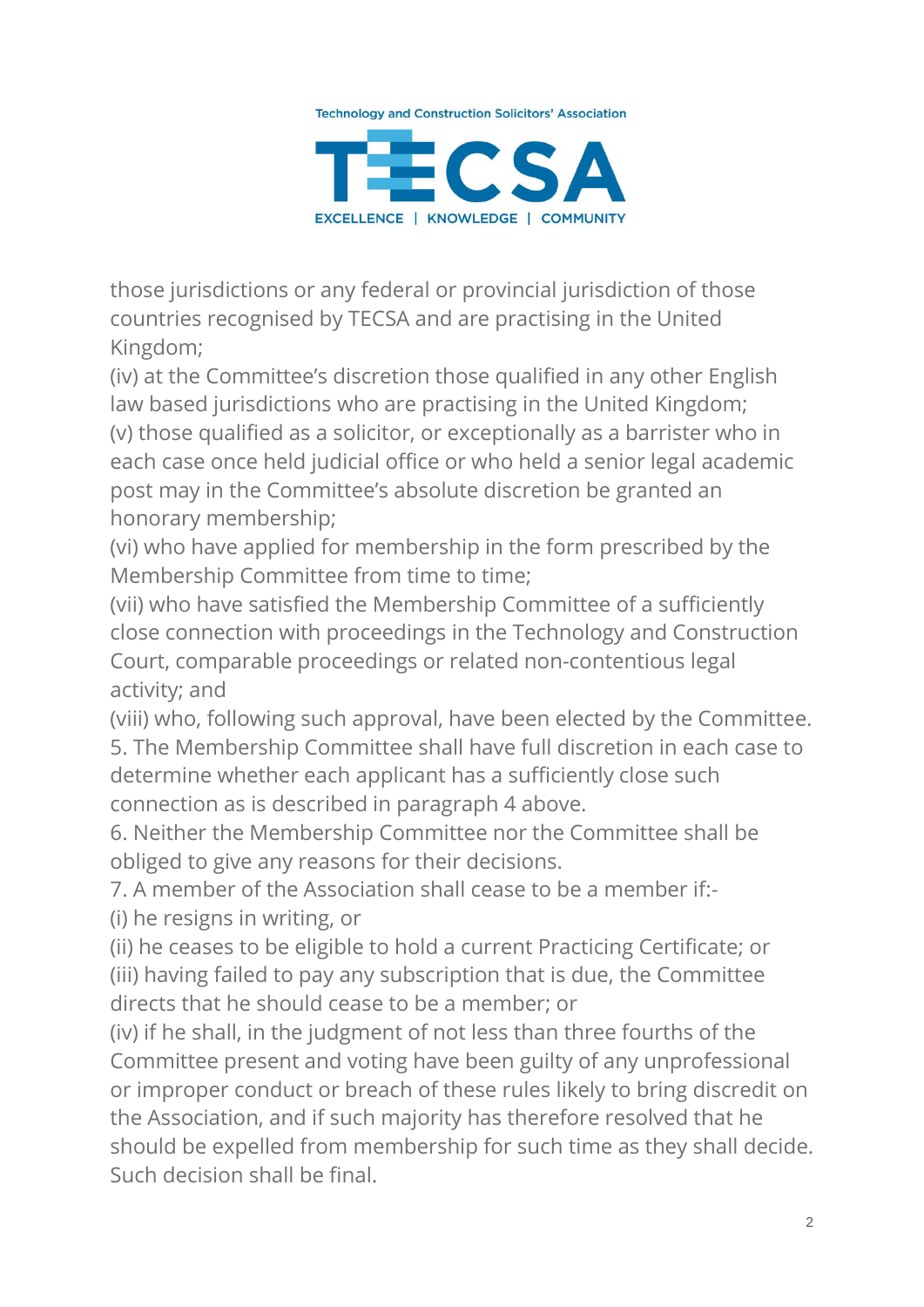those jurisdictions or any federal or provincial jurisdiction of those countries recognised by TECSA and are practising in the United Kingdom;

(iv) at the Committee's discretion those qualified in any other English law based jurisdictions who are practising in the United Kingdom;

(v) those qualified as a solicitor, or exceptionally as a barrister who in each case once held judicial office or who held a senior legal academic post may in the Committee's absolute discretion be granted an honorary membership;

(vi) who have applied for membership in the form prescribed by the Membership Committee from time to time;

(vii) who have satisfied the Membership Committee of a sufficiently close connection with proceedings in the Technology and Construction Court, comparable proceedings or related non-contentious legal activity; and

(viii) who, following such approval, have been elected by the Committee.

5. The Membership Committee shall have full discretion in each case to determine whether each applicant has a sufficiently close such connection as is described in paragraph 4 above.

6. Neither the Membership Committee nor the Committee shall be obliged to give any reasons for their decisions.

7. A member of the Association shall cease to be a member if:-

(i) he resigns in writing, or

(ii) he ceases to be eligible to hold a current Practicing Certificate; or

(iii) having failed to pay any subscription that is due, the Committee directs that he should cease to be a member; or

(iv) if he shall, in the judgment of not less than three fourths of the Committee present and voting have been guilty of any unprofessional or improper conduct or breach of these rules likely to bring discredit on the Association, and if such majority has therefore resolved that he should be expelled from membership for such time as they shall decide. Such decision shall be final.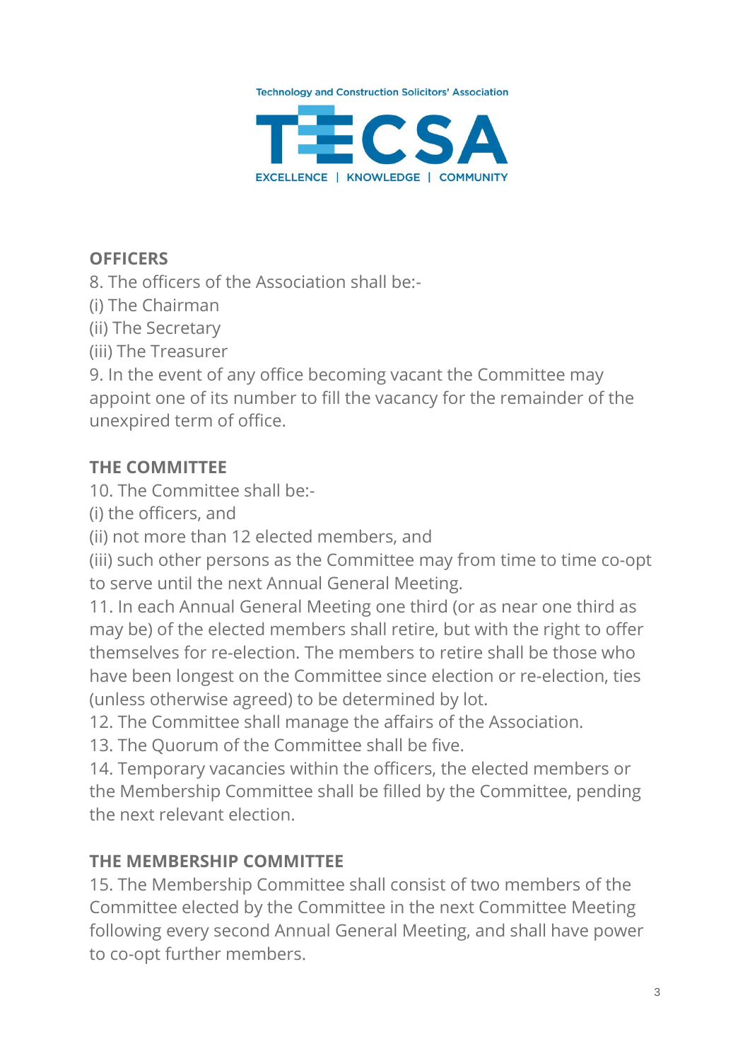## OFFICERS

8. The officers of the Association shall be:-
(i) The Chairman
(ii) The Secretary
(iii) The Treasurer

9. In the event of any office becoming vacant the Committee may appoint one of its number to fill the vacancy for the remainder of the unexpired term of office.

## THE COMMITTEE

10. The Committee shall be:-
(i) the officers, and
(ii) not more than 12 elected members, and
(iii) such other persons as the Committee may from time to time co-opt to serve until the next Annual General Meeting.

11. In each Annual General Meeting one third (or as near one third as may be) of the elected members shall retire, but with the right to offer themselves for re-election. The members to retire shall be those who have been longest on the Committee since election or re-election, ties (unless otherwise agreed) to be determined by lot.

12. The Committee shall manage the affairs of the Association.

13. The Quorum of the Committee shall be five.

14. Temporary vacancies within the officers, the elected members or the Membership Committee shall be filled by the Committee, pending the next relevant election.

## THE MEMBERSHIP COMMITTEE

15. The Membership Committee shall consist of two members of the Committee elected by the Committee in the next Committee Meeting following every second Annual General Meeting, and shall have power to co-opt further members.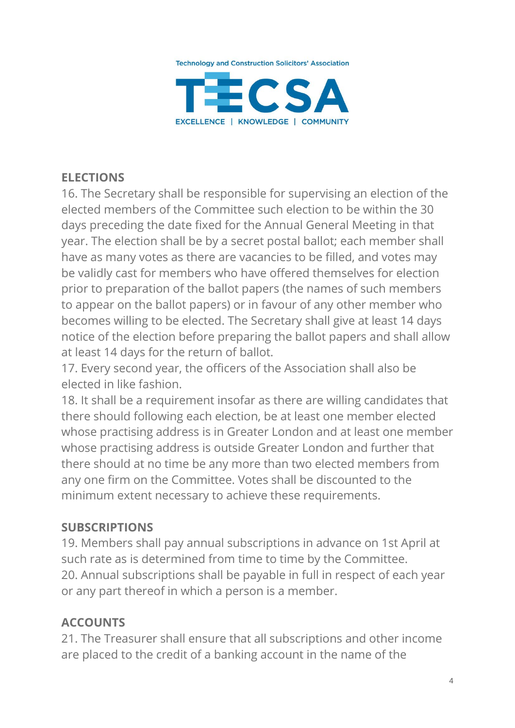## ELECTIONS

16. The Secretary shall be responsible for supervising an election of the elected members of the Committee such election to be within the 30 days preceding the date fixed for the Annual General Meeting in that year. The election shall be by a secret postal ballot; each member shall have as many votes as there are vacancies to be filled, and votes may be validly cast for members who have offered themselves for election prior to preparation of the ballot papers (the names of such members to appear on the ballot papers) or in favour of any other member who becomes willing to be elected. The Secretary shall give at least 14 days notice of the election before preparing the ballot papers and shall allow at least 14 days for the return of ballot.

17. Every second year, the officers of the Association shall also be elected in like fashion.

18. It shall be a requirement insofar as there are willing candidates that there should following each election, be at least one member elected whose practising address is in Greater London and at least one member whose practising address is outside Greater London and further that there should at no time be any more than two elected members from any one firm on the Committee. Votes shall be discounted to the minimum extent necessary to achieve these requirements.

## SUBSCRIPTIONS

19. Members shall pay annual subscriptions in advance on 1st April at such rate as is determined from time to time by the Committee.

20. Annual subscriptions shall be payable in full in respect of each year or any part thereof in which a person is a member.

## ACCOUNTS

21. The Treasurer shall ensure that all subscriptions and other income are placed to the credit of a banking account in the name of the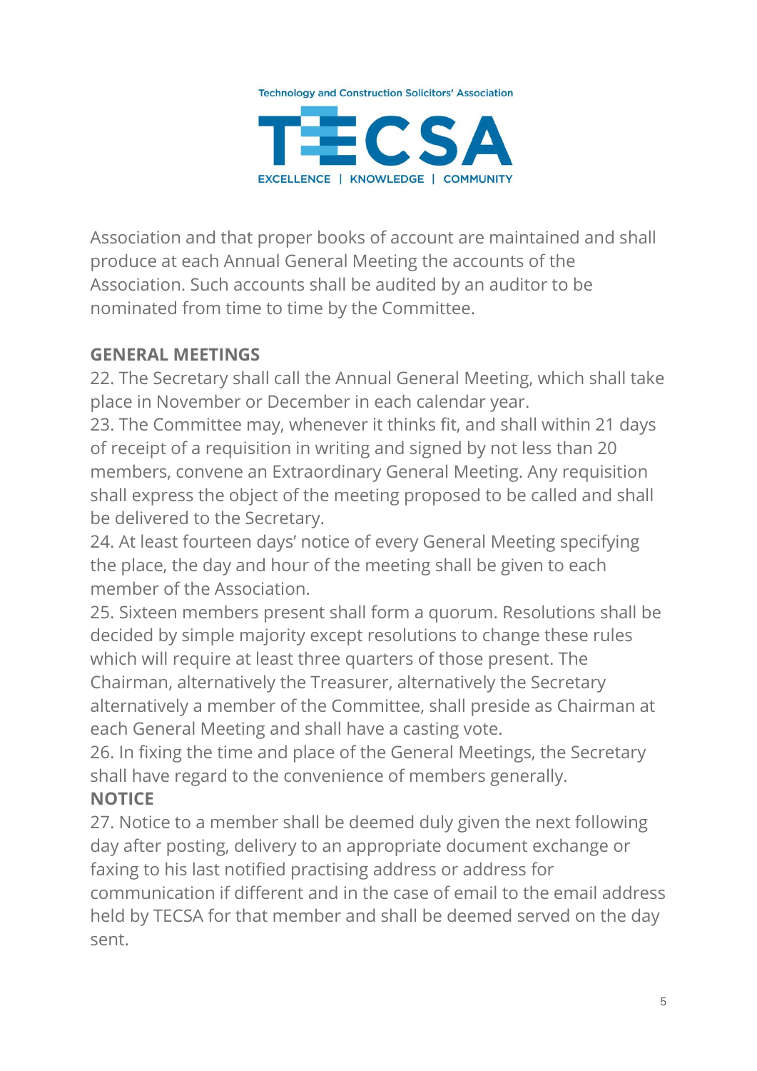Association and that proper books of account are maintained and shall produce at each Annual General Meeting the accounts of the Association. Such accounts shall be audited by an auditor to be nominated from time to time by the Committee.

## GENERAL MEETINGS

22. The Secretary shall call the Annual General Meeting, which shall take place in November or December in each calendar year.

23. The Committee may, whenever it thinks fit, and shall within 21 days of receipt of a requisition in writing and signed by not less than 20 members, convene an Extraordinary General Meeting. Any requisition shall express the object of the meeting proposed to be called and shall be delivered to the Secretary.

24. At least fourteen days' notice of every General Meeting specifying the place, the day and hour of the meeting shall be given to each member of the Association.

25. Sixteen members present shall form a quorum. Resolutions shall be decided by simple majority except resolutions to change these rules which will require at least three quarters of those present. The Chairman, alternatively the Treasurer, alternatively the Secretary alternatively a member of the Committee, shall preside as Chairman at each General Meeting and shall have a casting vote.

26. In fixing the time and place of the General Meetings, the Secretary shall have regard to the convenience of members generally.

## NOTICE

27. Notice to a member shall be deemed duly given the next following day after posting, delivery to an appropriate document exchange or faxing to his last notified practising address or address for communication if different and in the case of email to the email address held by TECSA for that member and shall be deemed served on the day sent.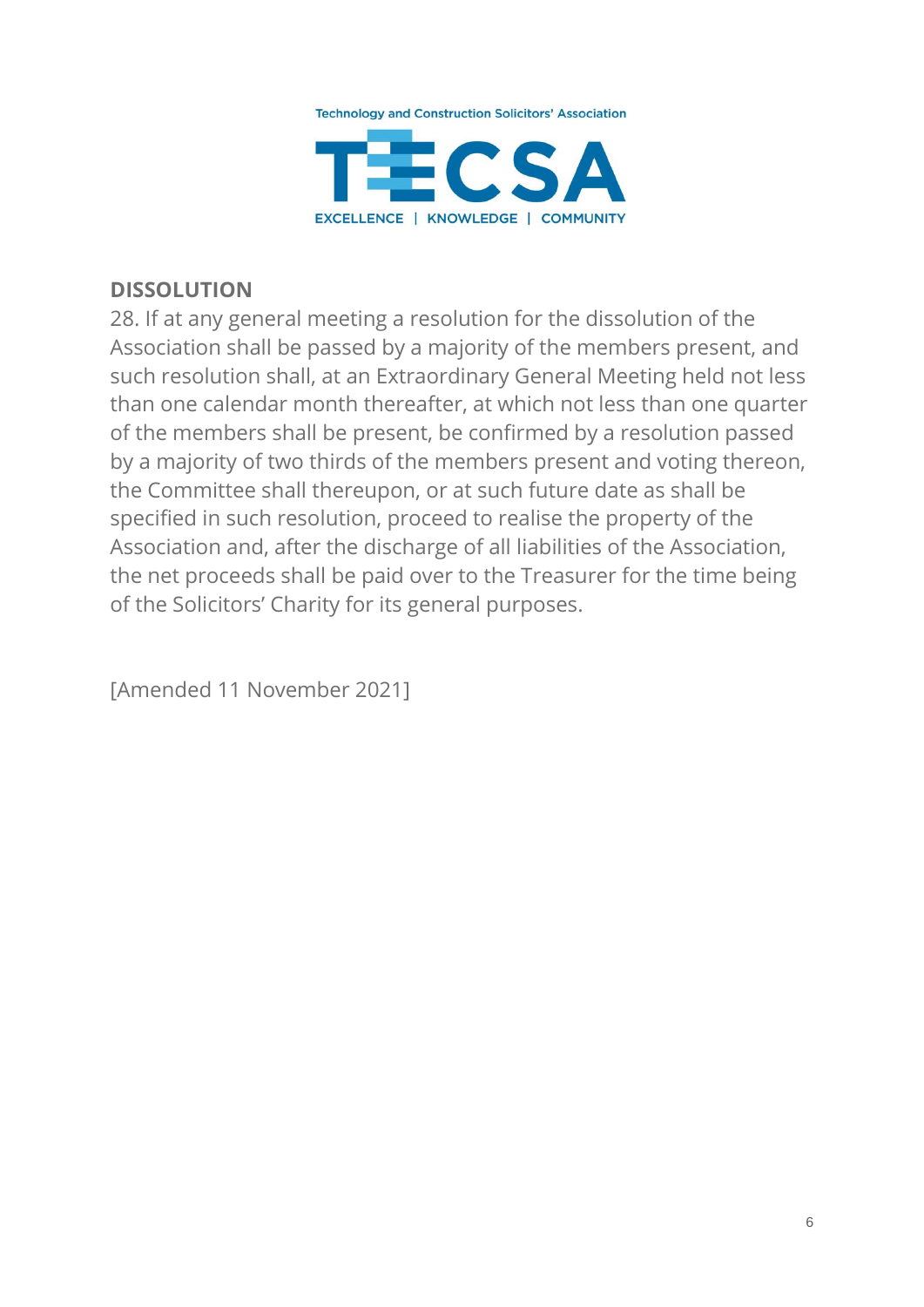## DISSOLUTION

28. If at any general meeting a resolution for the dissolution of the Association shall be passed by a majority of the members present, and such resolution shall, at an Extraordinary General Meeting held not less than one calendar month thereafter, at which not less than one quarter of the members shall be present, be confirmed by a resolution passed by a majority of two thirds of the members present and voting thereon, the Committee shall thereupon, or at such future date as shall be specified in such resolution, proceed to realise the property of the Association and, after the discharge of all liabilities of the Association, the net proceeds shall be paid over to the Treasurer for the time being of the Solicitors' Charity for its general purposes.

[Amended 11 November 2021]